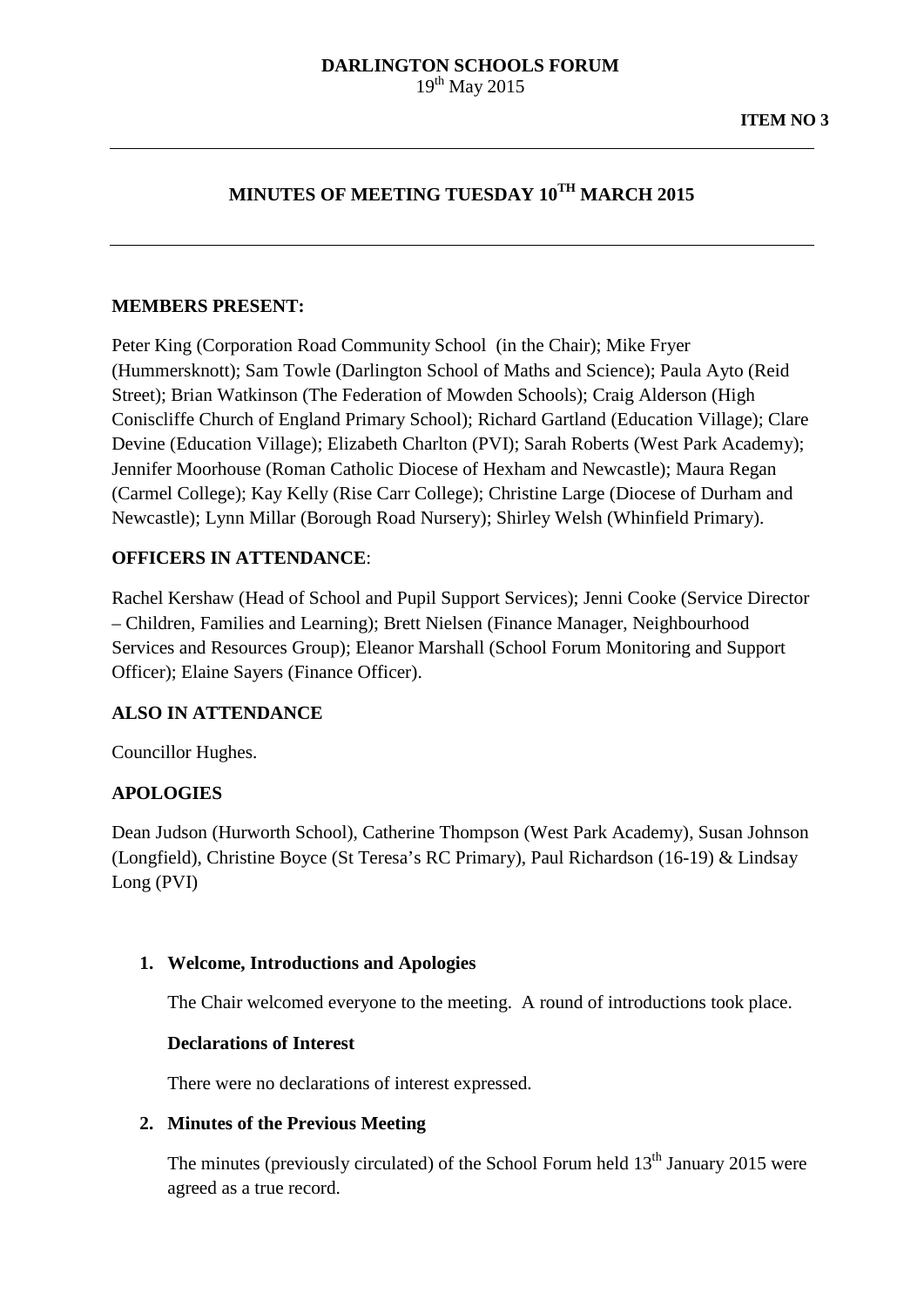**DARLINGTON SCHOOLS FORUM**
19th May 2015

**ITEM NO 3**

---

# MINUTES OF MEETING TUESDAY 10TH MARCH 2015

---

**MEMBERS PRESENT:**

Peter King (Corporation Road Community School (in the Chair); Mike Fryer (Hummersknott); Sam Towle (Darlington School of Maths and Science); Paula Ayto (Reid Street); Brian Watkinson (The Federation of Mowden Schools); Craig Alderson (High Coniscliffe Church of England Primary School); Richard Gartland (Education Village); Clare Devine (Education Village); Elizabeth Charlton (PVI); Sarah Roberts (West Park Academy); Jennifer Moorhouse (Roman Catholic Diocese of Hexham and Newcastle); Maura Regan (Carmel College); Kay Kelly (Rise Carr College); Christine Large (Diocese of Durham and Newcastle); Lynn Millar (Borough Road Nursery); Shirley Welsh (Whinfield Primary).

**OFFICERS IN ATTENDANCE**:

Rachel Kershaw (Head of School and Pupil Support Services); Jenni Cooke (Service Director – Children, Families and Learning); Brett Nielsen (Finance Manager, Neighbourhood Services and Resources Group); Eleanor Marshall (School Forum Monitoring and Support Officer); Elaine Sayers (Finance Officer).

**ALSO IN ATTENDANCE**

Councillor Hughes.

**APOLOGIES**

Dean Judson (Hurworth School), Catherine Thompson (West Park Academy), Susan Johnson (Longfield), Christine Boyce (St Teresa's RC Primary), Paul Richardson (16-19) & Lindsay Long (PVI)

1. **Welcome, Introductions and Apologies**

   The Chair welcomed everyone to the meeting. A round of introductions took place.

   **Declarations of Interest**

   There were no declarations of interest expressed.

2. **Minutes of the Previous Meeting**

   The minutes (previously circulated) of the School Forum held 13th January 2015 were agreed as a true record.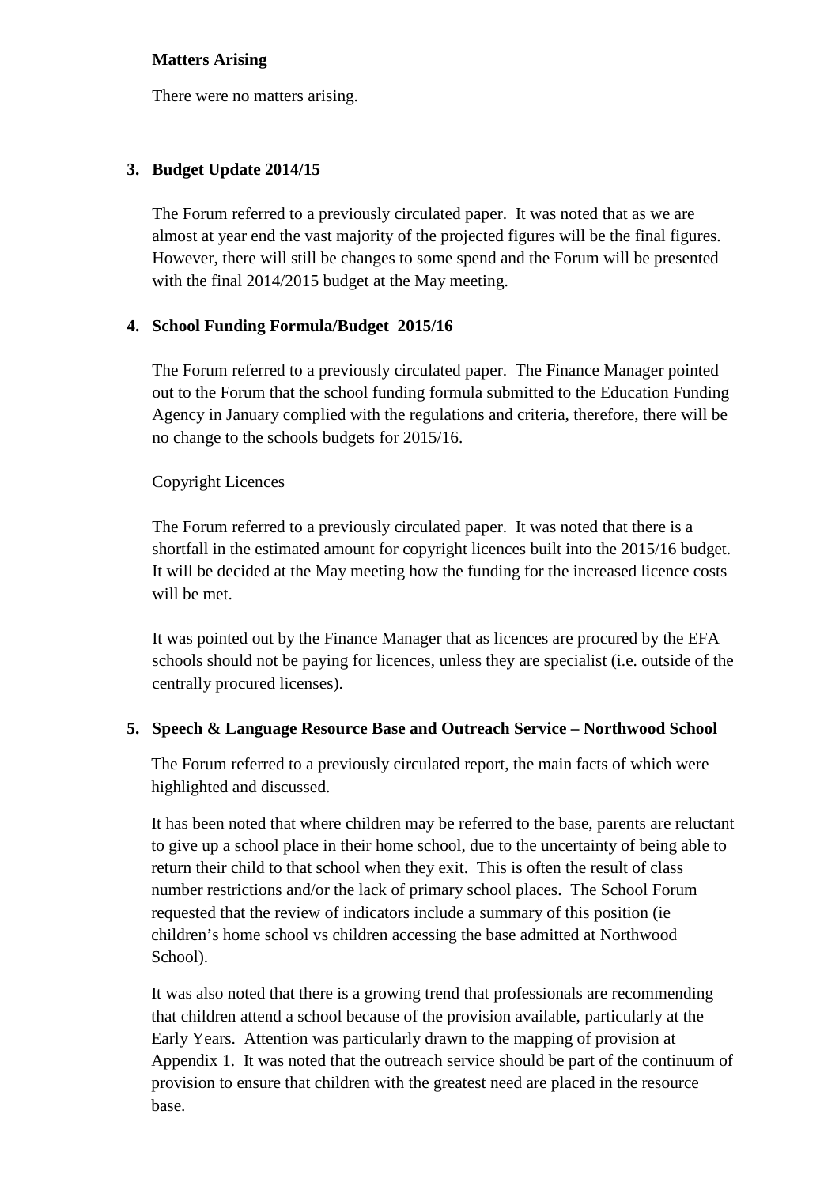**Matters Arising**

There were no matters arising.

## 3. Budget Update 2014/15

The Forum referred to a previously circulated paper. It was noted that as we are almost at year end the vast majority of the projected figures will be the final figures. However, there will still be changes to some spend and the Forum will be presented with the final 2014/2015 budget at the May meeting.

## 4. School Funding Formula/Budget 2015/16

The Forum referred to a previously circulated paper. The Finance Manager pointed out to the Forum that the school funding formula submitted to the Education Funding Agency in January complied with the regulations and criteria, therefore, there will be no change to the schools budgets for 2015/16.

Copyright Licences

The Forum referred to a previously circulated paper. It was noted that there is a shortfall in the estimated amount for copyright licences built into the 2015/16 budget. It will be decided at the May meeting how the funding for the increased licence costs will be met.

It was pointed out by the Finance Manager that as licences are procured by the EFA schools should not be paying for licences, unless they are specialist (i.e. outside of the centrally procured licenses).

## 5. Speech & Language Resource Base and Outreach Service – Northwood School

The Forum referred to a previously circulated report, the main facts of which were highlighted and discussed.

It has been noted that where children may be referred to the base, parents are reluctant to give up a school place in their home school, due to the uncertainty of being able to return their child to that school when they exit. This is often the result of class number restrictions and/or the lack of primary school places. The School Forum requested that the review of indicators include a summary of this position (ie children's home school vs children accessing the base admitted at Northwood School).

It was also noted that there is a growing trend that professionals are recommending that children attend a school because of the provision available, particularly at the Early Years. Attention was particularly drawn to the mapping of provision at Appendix 1. It was noted that the outreach service should be part of the continuum of provision to ensure that children with the greatest need are placed in the resource base.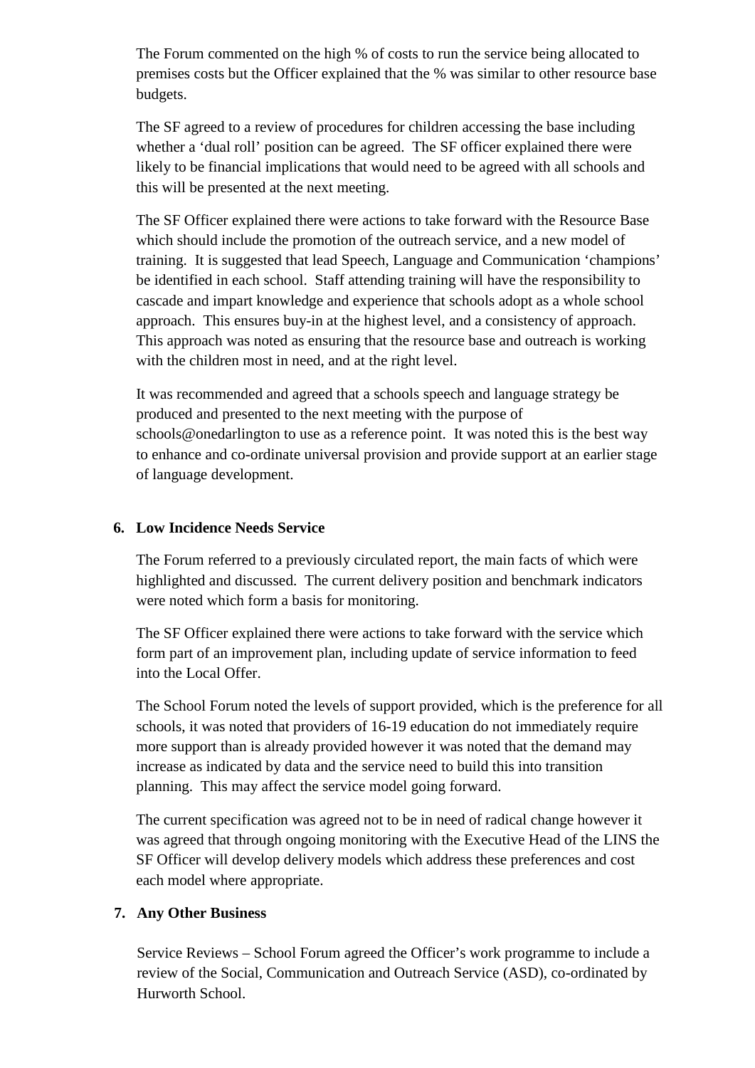The Forum commented on the high % of costs to run the service being allocated to premises costs but the Officer explained that the % was similar to other resource base budgets.

The SF agreed to a review of procedures for children accessing the base including whether a 'dual roll' position can be agreed. The SF officer explained there were likely to be financial implications that would need to be agreed with all schools and this will be presented at the next meeting.

The SF Officer explained there were actions to take forward with the Resource Base which should include the promotion of the outreach service, and a new model of training. It is suggested that lead Speech, Language and Communication 'champions' be identified in each school. Staff attending training will have the responsibility to cascade and impart knowledge and experience that schools adopt as a whole school approach. This ensures buy-in at the highest level, and a consistency of approach. This approach was noted as ensuring that the resource base and outreach is working with the children most in need, and at the right level.

It was recommended and agreed that a schools speech and language strategy be produced and presented to the next meeting with the purpose of schools@onedarlington to use as a reference point. It was noted this is the best way to enhance and co-ordinate universal provision and provide support at an earlier stage of language development.

**6. Low Incidence Needs Service**

The Forum referred to a previously circulated report, the main facts of which were highlighted and discussed. The current delivery position and benchmark indicators were noted which form a basis for monitoring.

The SF Officer explained there were actions to take forward with the service which form part of an improvement plan, including update of service information to feed into the Local Offer.

The School Forum noted the levels of support provided, which is the preference for all schools, it was noted that providers of 16-19 education do not immediately require more support than is already provided however it was noted that the demand may increase as indicated by data and the service need to build this into transition planning. This may affect the service model going forward.

The current specification was agreed not to be in need of radical change however it was agreed that through ongoing monitoring with the Executive Head of the LINS the SF Officer will develop delivery models which address these preferences and cost each model where appropriate.

**7. Any Other Business**

Service Reviews – School Forum agreed the Officer's work programme to include a review of the Social, Communication and Outreach Service (ASD), co-ordinated by Hurworth School.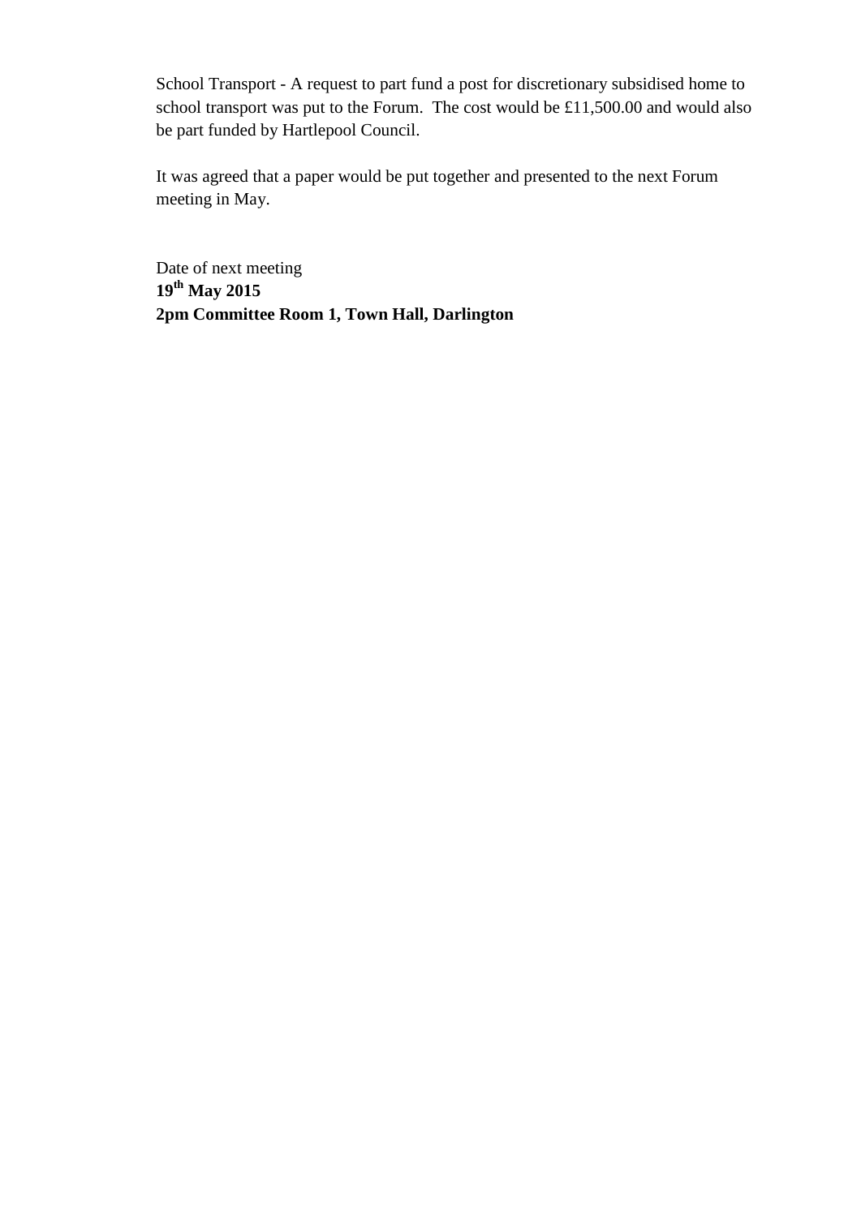School Transport - A request to part fund a post for discretionary subsidised home to school transport was put to the Forum. The cost would be £11,500.00 and would also be part funded by Hartlepool Council.

It was agreed that a paper would be put together and presented to the next Forum meeting in May.

Date of next meeting
**19th May 2015**
**2pm Committee Room 1, Town Hall, Darlington**